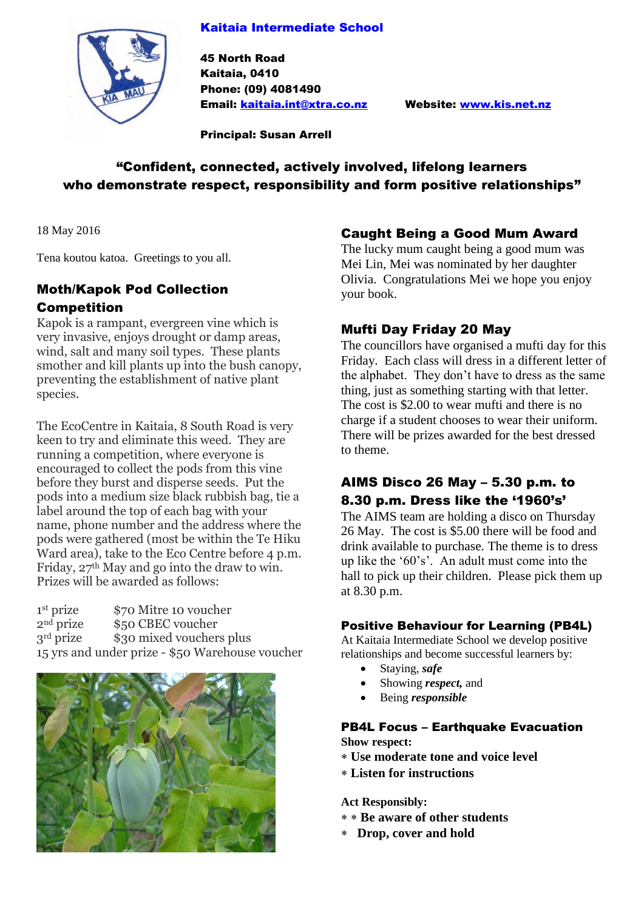**Kaitaia Intermediate School**

**45 North Road**
**Kaitaia, 0410**
**Phone: (09) 4081490**
**Email: kaitaia.int@xtra.co.nz** **Website: www.kis.net.nz**

**Principal: Susan Arrell**

**"Confident, connected, actively involved, lifelong learners who demonstrate respect, responsibility and form positive relationships"**

18 May 2016

Tena koutou katoa. Greetings to you all.

## Moth/Kapok Pod Collection Competition

Kapok is a rampant, evergreen vine which is very invasive, enjoys drought or damp areas, wind, salt and many soil types. These plants smother and kill plants up into the bush canopy, preventing the establishment of native plant species.

The EcoCentre in Kaitaia, 8 South Road is very keen to try and eliminate this weed. They are running a competition, where everyone is encouraged to collect the pods from this vine before they burst and disperse seeds. Put the pods into a medium size black rubbish bag, tie a label around the top of each bag with your name, phone number and the address where the pods were gathered (most be within the Te Hiku Ward area), take to the Eco Centre before 4 p.m. Friday, 27th May and go into the draw to win. Prizes will be awarded as follows:

1st prize $70 Mitre 10 voucher
2nd prize $50 CBEC voucher
3rd prize $30 mixed vouchers plus
15 yrs and under prize - $50 Warehouse voucher

## Caught Being a Good Mum Award

The lucky mum caught being a good mum was Mei Lin, Mei was nominated by her daughter Olivia. Congratulations Mei we hope you enjoy your book.

## Mufti Day Friday 20 May

The councillors have organised a mufti day for this Friday. Each class will dress in a different letter of the alphabet. They don't have to dress as the same thing, just as something starting with that letter. The cost is $2.00 to wear mufti and there is no charge if a student chooses to wear their uniform. There will be prizes awarded for the best dressed to theme.

## AIMS Disco 26 May – 5.30 p.m. to 8.30 p.m. Dress like the '1960's'

The AIMS team are holding a disco on Thursday 26 May. The cost is $5.00 there will be food and drink available to purchase. The theme is to dress up like the '60's'. An adult must come into the hall to pick up their children. Please pick them up at 8.30 p.m.

## Positive Behaviour for Learning (PB4L)

At Kaitaia Intermediate School we develop positive relationships and become successful learners by:

- Staying, ***safe***
- Showing ***respect,*** and
- Being ***responsible***

## PB4L Focus – Earthquake Evacuation

**Show respect:**
- **Use moderate tone and voice level**
- **Listen for instructions**

**Act Responsibly:**
- **Be aware of other students**
- **Drop, cover and hold**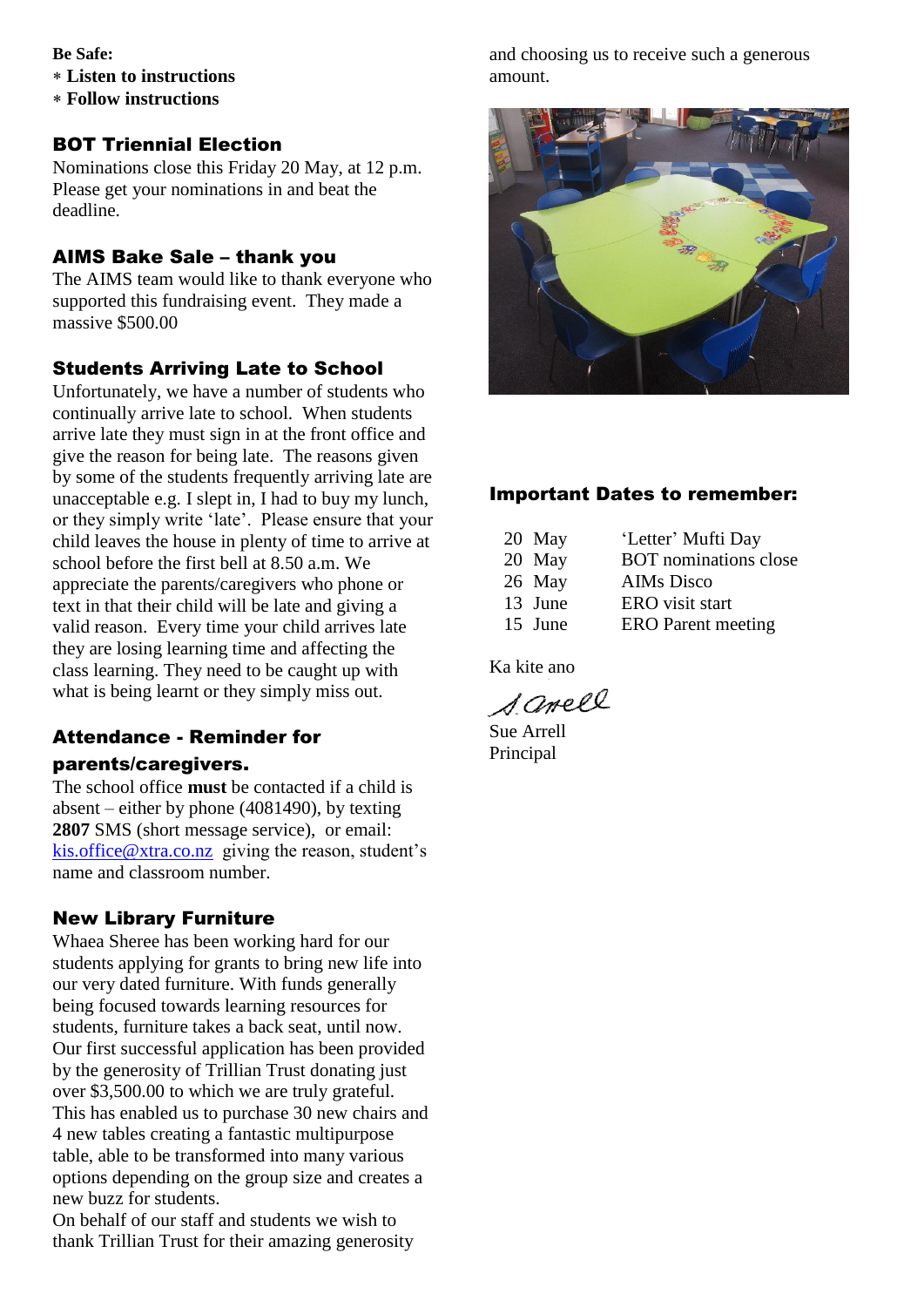**Be Safe:**

- **Listen to instructions**
- **Follow instructions**

## BOT Triennial Election

Nominations close this Friday 20 May, at 12 p.m. Please get your nominations in and beat the deadline.

## AIMS Bake Sale – thank you

The AIMS team would like to thank everyone who supported this fundraising event. They made a massive $500.00

## Students Arriving Late to School

Unfortunately, we have a number of students who continually arrive late to school. When students arrive late they must sign in at the front office and give the reason for being late. The reasons given by some of the students frequently arriving late are unacceptable e.g. I slept in, I had to buy my lunch, or they simply write 'late'. Please ensure that your child leaves the house in plenty of time to arrive at school before the first bell at 8.50 a.m. We appreciate the parents/caregivers who phone or text in that their child will be late and giving a valid reason. Every time your child arrives late they are losing learning time and affecting the class learning. They need to be caught up with what is being learnt or they simply miss out.

## Attendance - Reminder for parents/caregivers.

The school office **must** be contacted if a child is absent – either by phone (4081490), by texting **2807** SMS (short message service), or email: kis.office@xtra.co.nz giving the reason, student's name and classroom number.

## New Library Furniture

Whaea Sheree has been working hard for our students applying for grants to bring new life into our very dated furniture. With funds generally being focused towards learning resources for students, furniture takes a back seat, until now. Our first successful application has been provided by the generosity of Trillian Trust donating just over $3,500.00 to which we are truly grateful. This has enabled us to purchase 30 new chairs and 4 new tables creating a fantastic multipurpose table, able to be transformed into many various options depending on the group size and creates a new buzz for students.

On behalf of our staff and students we wish to thank Trillian Trust for their amazing generosity and choosing us to receive such a generous amount.

## Important Dates to remember:

| | |
|---|---|
| 20 May | 'Letter' Mufti Day |
| 20 May | BOT nominations close |
| 26 May | AIMs Disco |
| 13 June | ERO visit start |
| 15 June | ERO Parent meeting |

Ka kite ano

S Arrell

Sue Arrell
Principal